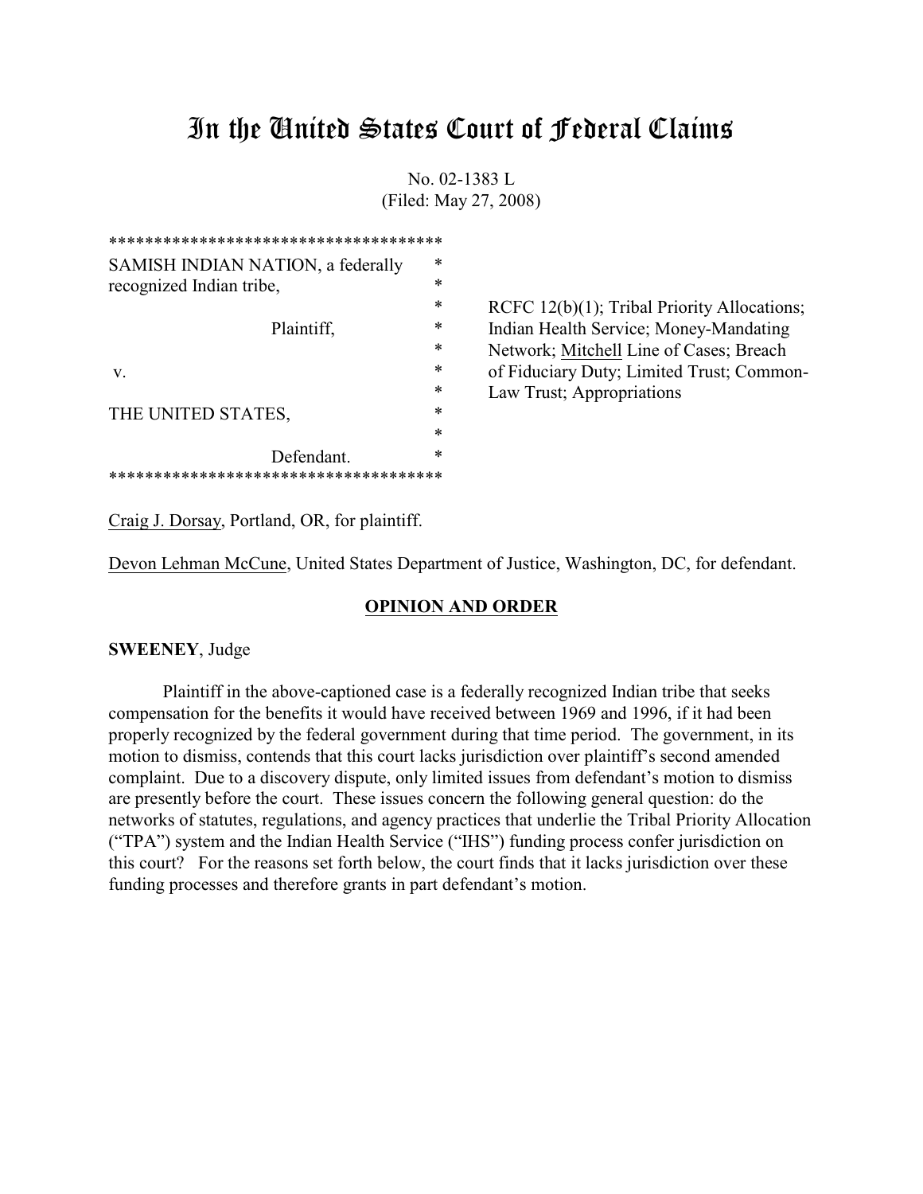# In the United States Court of Federal Claims

No. 02-1383 L
(Filed: May 27, 2008)

```
************************************
SAMISH INDIAN NATION, a federally  *
recognized Indian tribe,           *
                                   *
              Plaintiff,           *
                                   *
 v.                                *
                                   *
THE UNITED STATES,                 *
                                   *
              Defendant.           *
************************************
```

RCFC 12(b)(1); Tribal Priority Allocations; Indian Health Service; Money-Mandating Network; Mitchell Line of Cases; Breach of Fiduciary Duty; Limited Trust; Common-Law Trust; Appropriations

Craig J. Dorsay, Portland, OR, for plaintiff.

Devon Lehman McCune, United States Department of Justice, Washington, DC, for defendant.

## OPINION AND ORDER

**SWEENEY**, Judge

Plaintiff in the above-captioned case is a federally recognized Indian tribe that seeks compensation for the benefits it would have received between 1969 and 1996, if it had been properly recognized by the federal government during that time period. The government, in its motion to dismiss, contends that this court lacks jurisdiction over plaintiff's second amended complaint. Due to a discovery dispute, only limited issues from defendant's motion to dismiss are presently before the court. These issues concern the following general question: do the networks of statutes, regulations, and agency practices that underlie the Tribal Priority Allocation ("TPA") system and the Indian Health Service ("IHS") funding process confer jurisdiction on this court? For the reasons set forth below, the court finds that it lacks jurisdiction over these funding processes and therefore grants in part defendant's motion.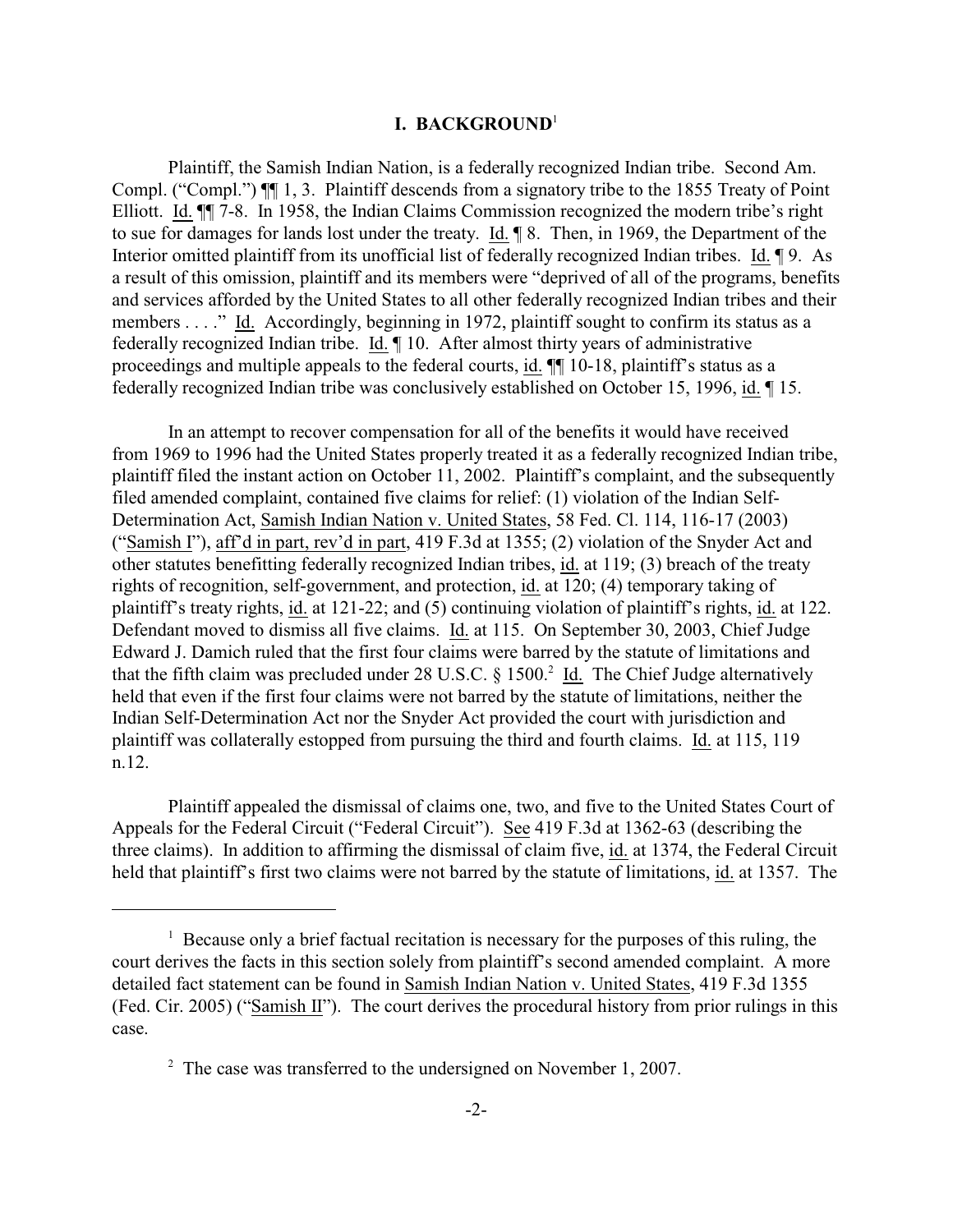## I. BACKGROUND[1]

Plaintiff, the Samish Indian Nation, is a federally recognized Indian tribe. Second Am. Compl. ("Compl.") ¶¶ 1, 3. Plaintiff descends from a signatory tribe to the 1855 Treaty of Point Elliott. Id. ¶¶ 7-8. In 1958, the Indian Claims Commission recognized the modern tribe's right to sue for damages for lands lost under the treaty. Id. ¶ 8. Then, in 1969, the Department of the Interior omitted plaintiff from its unofficial list of federally recognized Indian tribes. Id. ¶ 9. As a result of this omission, plaintiff and its members were "deprived of all of the programs, benefits and services afforded by the United States to all other federally recognized Indian tribes and their members . . . ." Id. Accordingly, beginning in 1972, plaintiff sought to confirm its status as a federally recognized Indian tribe. Id. ¶ 10. After almost thirty years of administrative proceedings and multiple appeals to the federal courts, id. ¶¶ 10-18, plaintiff's status as a federally recognized Indian tribe was conclusively established on October 15, 1996, id. ¶ 15.

In an attempt to recover compensation for all of the benefits it would have received from 1969 to 1996 had the United States properly treated it as a federally recognized Indian tribe, plaintiff filed the instant action on October 11, 2002. Plaintiff's complaint, and the subsequently filed amended complaint, contained five claims for relief: (1) violation of the Indian Self-Determination Act, Samish Indian Nation v. United States, 58 Fed. Cl. 114, 116-17 (2003) ("Samish I"), aff'd in part, rev'd in part, 419 F.3d at 1355; (2) violation of the Snyder Act and other statutes benefitting federally recognized Indian tribes, id. at 119; (3) breach of the treaty rights of recognition, self-government, and protection, id. at 120; (4) temporary taking of plaintiff's treaty rights, id. at 121-22; and (5) continuing violation of plaintiff's rights, id. at 122. Defendant moved to dismiss all five claims. Id. at 115. On September 30, 2003, Chief Judge Edward J. Damich ruled that the first four claims were barred by the statute of limitations and that the fifth claim was precluded under 28 U.S.C. § 1500.[2] Id. The Chief Judge alternatively held that even if the first four claims were not barred by the statute of limitations, neither the Indian Self-Determination Act nor the Snyder Act provided the court with jurisdiction and plaintiff was collaterally estopped from pursuing the third and fourth claims. Id. at 115, 119 n.12.

Plaintiff appealed the dismissal of claims one, two, and five to the United States Court of Appeals for the Federal Circuit ("Federal Circuit"). See 419 F.3d at 1362-63 (describing the three claims). In addition to affirming the dismissal of claim five, id. at 1374, the Federal Circuit held that plaintiff's first two claims were not barred by the statute of limitations, id. at 1357. The

---

[1] Because only a brief factual recitation is necessary for the purposes of this ruling, the court derives the facts in this section solely from plaintiff's second amended complaint. A more detailed fact statement can be found in Samish Indian Nation v. United States, 419 F.3d 1355 (Fed. Cir. 2005) ("Samish II"). The court derives the procedural history from prior rulings in this case.

[2] The case was transferred to the undersigned on November 1, 2007.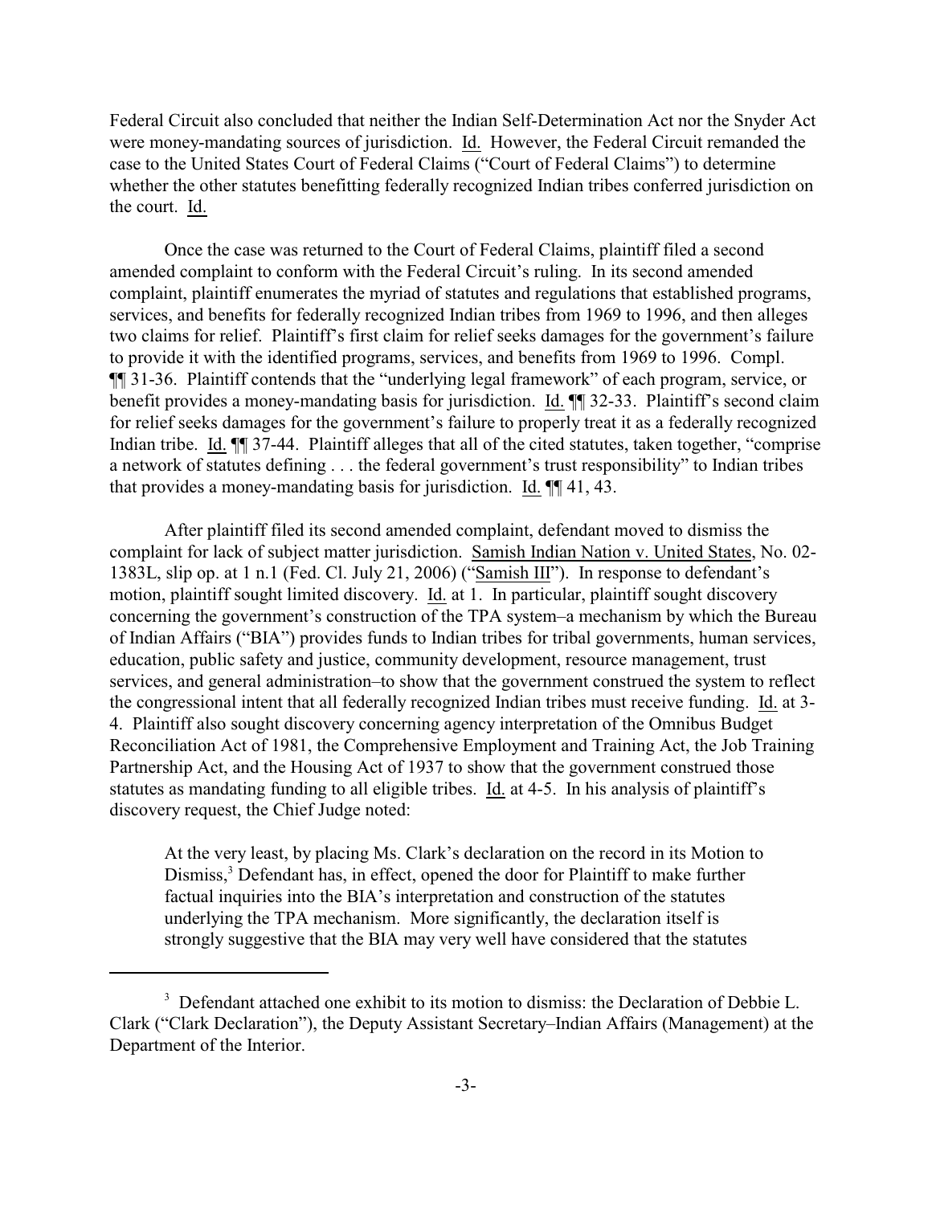Federal Circuit also concluded that neither the Indian Self-Determination Act nor the Snyder Act were money-mandating sources of jurisdiction. Id. However, the Federal Circuit remanded the case to the United States Court of Federal Claims ("Court of Federal Claims") to determine whether the other statutes benefitting federally recognized Indian tribes conferred jurisdiction on the court. Id.

Once the case was returned to the Court of Federal Claims, plaintiff filed a second amended complaint to conform with the Federal Circuit's ruling. In its second amended complaint, plaintiff enumerates the myriad of statutes and regulations that established programs, services, and benefits for federally recognized Indian tribes from 1969 to 1996, and then alleges two claims for relief. Plaintiff's first claim for relief seeks damages for the government's failure to provide it with the identified programs, services, and benefits from 1969 to 1996. Compl. ¶¶ 31-36. Plaintiff contends that the "underlying legal framework" of each program, service, or benefit provides a money-mandating basis for jurisdiction. Id. ¶¶ 32-33. Plaintiff's second claim for relief seeks damages for the government's failure to properly treat it as a federally recognized Indian tribe. Id. ¶¶ 37-44. Plaintiff alleges that all of the cited statutes, taken together, "comprise a network of statutes defining . . . the federal government's trust responsibility" to Indian tribes that provides a money-mandating basis for jurisdiction. Id. ¶¶ 41, 43.

After plaintiff filed its second amended complaint, defendant moved to dismiss the complaint for lack of subject matter jurisdiction. Samish Indian Nation v. United States, No. 02-1383L, slip op. at 1 n.1 (Fed. Cl. July 21, 2006) ("Samish III"). In response to defendant's motion, plaintiff sought limited discovery. Id. at 1. In particular, plaintiff sought discovery concerning the government's construction of the TPA system–a mechanism by which the Bureau of Indian Affairs ("BIA") provides funds to Indian tribes for tribal governments, human services, education, public safety and justice, community development, resource management, trust services, and general administration–to show that the government construed the system to reflect the congressional intent that all federally recognized Indian tribes must receive funding. Id. at 3-4. Plaintiff also sought discovery concerning agency interpretation of the Omnibus Budget Reconciliation Act of 1981, the Comprehensive Employment and Training Act, the Job Training Partnership Act, and the Housing Act of 1937 to show that the government construed those statutes as mandating funding to all eligible tribes. Id. at 4-5. In his analysis of plaintiff's discovery request, the Chief Judge noted:

> At the very least, by placing Ms. Clark's declaration on the record in its Motion to Dismiss,[3] Defendant has, in effect, opened the door for Plaintiff to make further factual inquiries into the BIA's interpretation and construction of the statutes underlying the TPA mechanism. More significantly, the declaration itself is strongly suggestive that the BIA may very well have considered that the statutes

---

[3] Defendant attached one exhibit to its motion to dismiss: the Declaration of Debbie L. Clark ("Clark Declaration"), the Deputy Assistant Secretary–Indian Affairs (Management) at the Department of the Interior.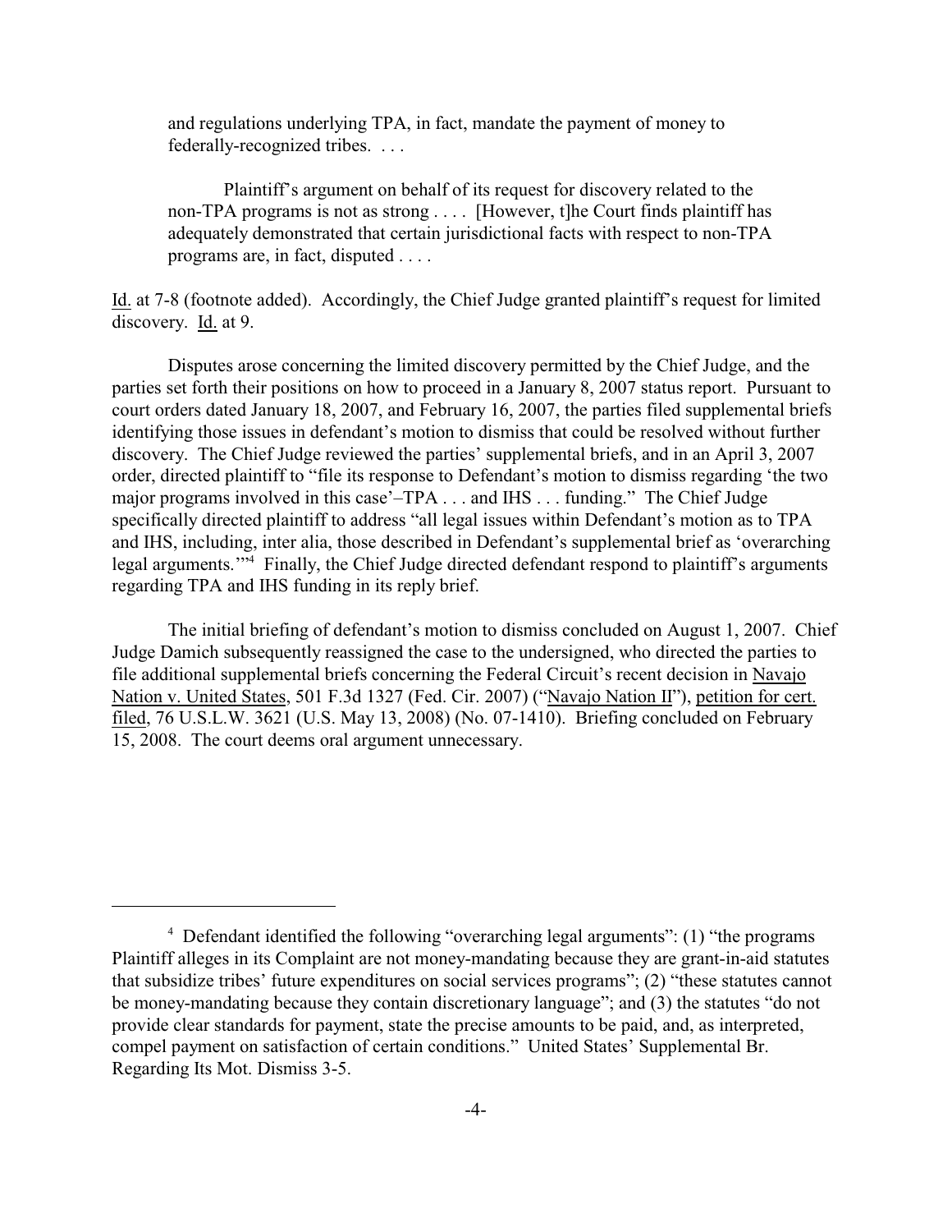> and regulations underlying TPA, in fact, mandate the payment of money to federally-recognized tribes. . . .
>
> Plaintiff's argument on behalf of its request for discovery related to the non-TPA programs is not as strong . . . . [However, t]he Court finds plaintiff has adequately demonstrated that certain jurisdictional facts with respect to non-TPA programs are, in fact, disputed . . . .

Id. at 7-8 (footnote added). Accordingly, the Chief Judge granted plaintiff's request for limited discovery. Id. at 9.

Disputes arose concerning the limited discovery permitted by the Chief Judge, and the parties set forth their positions on how to proceed in a January 8, 2007 status report. Pursuant to court orders dated January 18, 2007, and February 16, 2007, the parties filed supplemental briefs identifying those issues in defendant's motion to dismiss that could be resolved without further discovery. The Chief Judge reviewed the parties' supplemental briefs, and in an April 3, 2007 order, directed plaintiff to "file its response to Defendant's motion to dismiss regarding 'the two major programs involved in this case'–TPA . . . and IHS . . . funding." The Chief Judge specifically directed plaintiff to address "all legal issues within Defendant's motion as to TPA and IHS, including, inter alia, those described in Defendant's supplemental brief as 'overarching legal arguments.'"[4] Finally, the Chief Judge directed defendant respond to plaintiff's arguments regarding TPA and IHS funding in its reply brief.

The initial briefing of defendant's motion to dismiss concluded on August 1, 2007. Chief Judge Damich subsequently reassigned the case to the undersigned, who directed the parties to file additional supplemental briefs concerning the Federal Circuit's recent decision in Navajo Nation v. United States, 501 F.3d 1327 (Fed. Cir. 2007) ("Navajo Nation II"), petition for cert. filed, 76 U.S.L.W. 3621 (U.S. May 13, 2008) (No. 07-1410). Briefing concluded on February 15, 2008. The court deems oral argument unnecessary.

---

[4] Defendant identified the following "overarching legal arguments": (1) "the programs Plaintiff alleges in its Complaint are not money-mandating because they are grant-in-aid statutes that subsidize tribes' future expenditures on social services programs"; (2) "these statutes cannot be money-mandating because they contain discretionary language"; and (3) the statutes "do not provide clear standards for payment, state the precise amounts to be paid, and, as interpreted, compel payment on satisfaction of certain conditions." United States' Supplemental Br. Regarding Its Mot. Dismiss 3-5.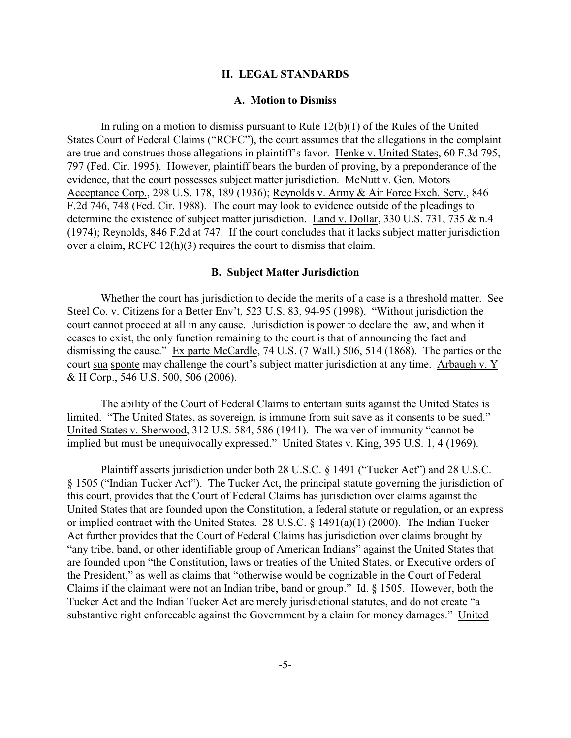## II. LEGAL STANDARDS

### A. Motion to Dismiss

In ruling on a motion to dismiss pursuant to Rule 12(b)(1) of the Rules of the United States Court of Federal Claims ("RCFC"), the court assumes that the allegations in the complaint are true and construes those allegations in plaintiff's favor. Henke v. United States, 60 F.3d 795, 797 (Fed. Cir. 1995). However, plaintiff bears the burden of proving, by a preponderance of the evidence, that the court possesses subject matter jurisdiction. McNutt v. Gen. Motors Acceptance Corp., 298 U.S. 178, 189 (1936); Reynolds v. Army & Air Force Exch. Serv., 846 F.2d 746, 748 (Fed. Cir. 1988). The court may look to evidence outside of the pleadings to determine the existence of subject matter jurisdiction. Land v. Dollar, 330 U.S. 731, 735 & n.4 (1974); Reynolds, 846 F.2d at 747. If the court concludes that it lacks subject matter jurisdiction over a claim, RCFC 12(h)(3) requires the court to dismiss that claim.

### B. Subject Matter Jurisdiction

Whether the court has jurisdiction to decide the merits of a case is a threshold matter. See Steel Co. v. Citizens for a Better Env't, 523 U.S. 83, 94-95 (1998). "Without jurisdiction the court cannot proceed at all in any cause. Jurisdiction is power to declare the law, and when it ceases to exist, the only function remaining to the court is that of announcing the fact and dismissing the cause." Ex parte McCardle, 74 U.S. (7 Wall.) 506, 514 (1868). The parties or the court sua sponte may challenge the court's subject matter jurisdiction at any time. Arbaugh v. Y & H Corp., 546 U.S. 500, 506 (2006).

The ability of the Court of Federal Claims to entertain suits against the United States is limited. "The United States, as sovereign, is immune from suit save as it consents to be sued." United States v. Sherwood, 312 U.S. 584, 586 (1941). The waiver of immunity "cannot be implied but must be unequivocally expressed." United States v. King, 395 U.S. 1, 4 (1969).

Plaintiff asserts jurisdiction under both 28 U.S.C. § 1491 ("Tucker Act") and 28 U.S.C. § 1505 ("Indian Tucker Act"). The Tucker Act, the principal statute governing the jurisdiction of this court, provides that the Court of Federal Claims has jurisdiction over claims against the United States that are founded upon the Constitution, a federal statute or regulation, or an express or implied contract with the United States. 28 U.S.C. § 1491(a)(1) (2000). The Indian Tucker Act further provides that the Court of Federal Claims has jurisdiction over claims brought by "any tribe, band, or other identifiable group of American Indians" against the United States that are founded upon "the Constitution, laws or treaties of the United States, or Executive orders of the President," as well as claims that "otherwise would be cognizable in the Court of Federal Claims if the claimant were not an Indian tribe, band or group." Id. § 1505. However, both the Tucker Act and the Indian Tucker Act are merely jurisdictional statutes, and do not create "a substantive right enforceable against the Government by a claim for money damages." United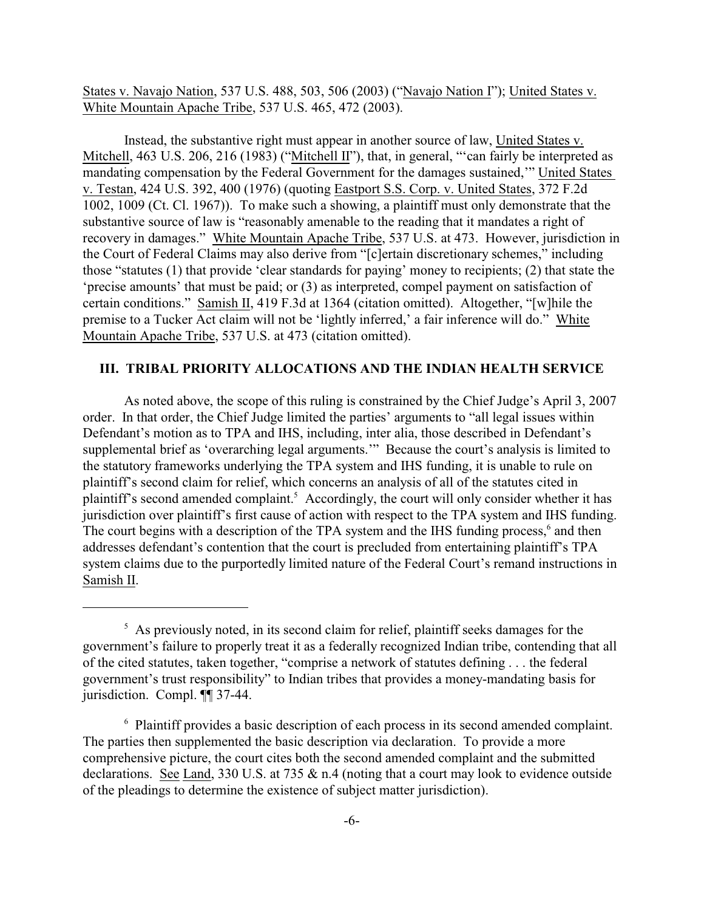States v. Navajo Nation, 537 U.S. 488, 503, 506 (2003) ("Navajo Nation I"); United States v. White Mountain Apache Tribe, 537 U.S. 465, 472 (2003).

Instead, the substantive right must appear in another source of law, United States v. Mitchell, 463 U.S. 206, 216 (1983) ("Mitchell II"), that, in general, "'can fairly be interpreted as mandating compensation by the Federal Government for the damages sustained,'" United States v. Testan, 424 U.S. 392, 400 (1976) (quoting Eastport S.S. Corp. v. United States, 372 F.2d 1002, 1009 (Ct. Cl. 1967)). To make such a showing, a plaintiff must only demonstrate that the substantive source of law is "reasonably amenable to the reading that it mandates a right of recovery in damages." White Mountain Apache Tribe, 537 U.S. at 473. However, jurisdiction in the Court of Federal Claims may also derive from "[c]ertain discretionary schemes," including those "statutes (1) that provide 'clear standards for paying' money to recipients; (2) that state the 'precise amounts' that must be paid; or (3) as interpreted, compel payment on satisfaction of certain conditions." Samish II, 419 F.3d at 1364 (citation omitted). Altogether, "[w]hile the premise to a Tucker Act claim will not be 'lightly inferred,' a fair inference will do." White Mountain Apache Tribe, 537 U.S. at 473 (citation omitted).

## III. TRIBAL PRIORITY ALLOCATIONS AND THE INDIAN HEALTH SERVICE

As noted above, the scope of this ruling is constrained by the Chief Judge's April 3, 2007 order. In that order, the Chief Judge limited the parties' arguments to "all legal issues within Defendant's motion as to TPA and IHS, including, inter alia, those described in Defendant's supplemental brief as 'overarching legal arguments.'" Because the court's analysis is limited to the statutory frameworks underlying the TPA system and IHS funding, it is unable to rule on plaintiff's second claim for relief, which concerns an analysis of all of the statutes cited in plaintiff's second amended complaint.[5] Accordingly, the court will only consider whether it has jurisdiction over plaintiff's first cause of action with respect to the TPA system and IHS funding. The court begins with a description of the TPA system and the IHS funding process,[6] and then addresses defendant's contention that the court is precluded from entertaining plaintiff's TPA system claims due to the purportedly limited nature of the Federal Court's remand instructions in Samish II.

---

[5] As previously noted, in its second claim for relief, plaintiff seeks damages for the government's failure to properly treat it as a federally recognized Indian tribe, contending that all of the cited statutes, taken together, "comprise a network of statutes defining . . . the federal government's trust responsibility" to Indian tribes that provides a money-mandating basis for jurisdiction. Compl. ¶¶ 37-44.

[6] Plaintiff provides a basic description of each process in its second amended complaint. The parties then supplemented the basic description via declaration. To provide a more comprehensive picture, the court cites both the second amended complaint and the submitted declarations. See Land, 330 U.S. at 735 & n.4 (noting that a court may look to evidence outside of the pleadings to determine the existence of subject matter jurisdiction).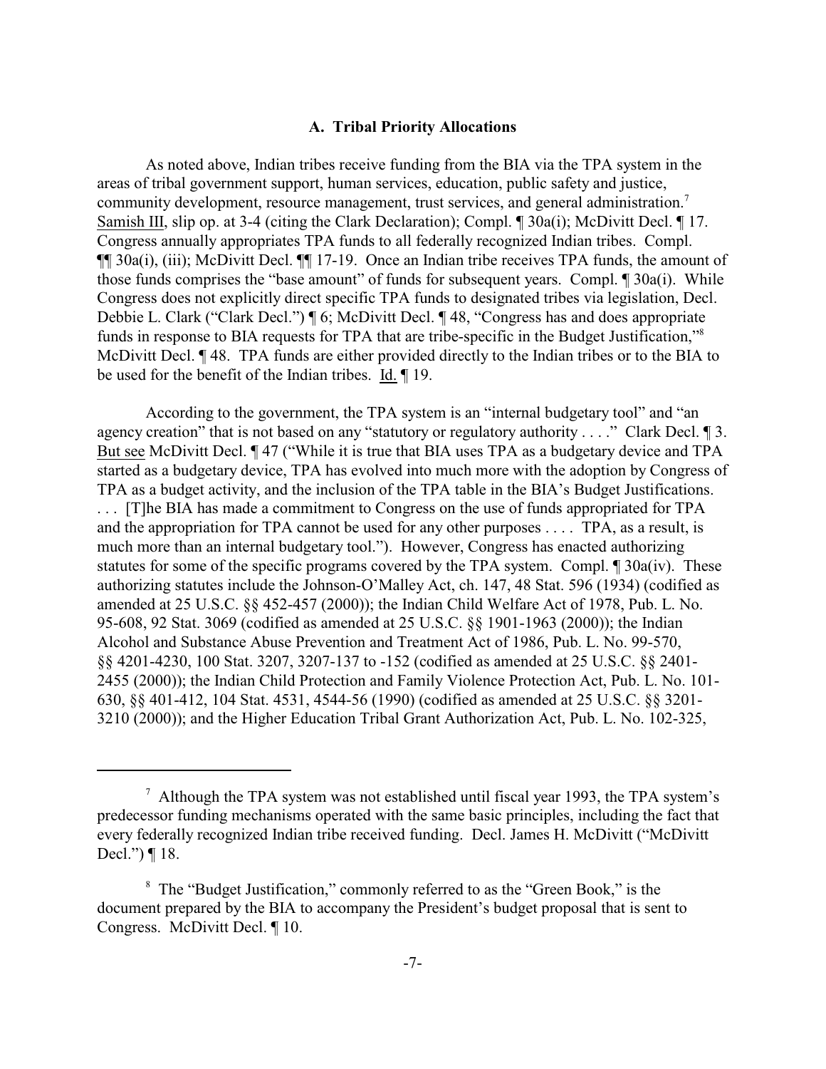### A. Tribal Priority Allocations

As noted above, Indian tribes receive funding from the BIA via the TPA system in the areas of tribal government support, human services, education, public safety and justice, community development, resource management, trust services, and general administration.[7] Samish III, slip op. at 3-4 (citing the Clark Declaration); Compl. ¶ 30a(i); McDivitt Decl. ¶ 17. Congress annually appropriates TPA funds to all federally recognized Indian tribes. Compl. ¶¶ 30a(i), (iii); McDivitt Decl. ¶¶ 17-19. Once an Indian tribe receives TPA funds, the amount of those funds comprises the "base amount" of funds for subsequent years. Compl. ¶ 30a(i). While Congress does not explicitly direct specific TPA funds to designated tribes via legislation, Decl. Debbie L. Clark ("Clark Decl.") ¶ 6; McDivitt Decl. ¶ 48, "Congress has and does appropriate funds in response to BIA requests for TPA that are tribe-specific in the Budget Justification,"[8] McDivitt Decl. ¶ 48. TPA funds are either provided directly to the Indian tribes or to the BIA to be used for the benefit of the Indian tribes. Id. ¶ 19.

According to the government, the TPA system is an "internal budgetary tool" and "an agency creation" that is not based on any "statutory or regulatory authority . . . ." Clark Decl. ¶ 3. But see McDivitt Decl. ¶ 47 ("While it is true that BIA uses TPA as a budgetary device and TPA started as a budgetary device, TPA has evolved into much more with the adoption by Congress of TPA as a budget activity, and the inclusion of the TPA table in the BIA's Budget Justifications. . . . [T]he BIA has made a commitment to Congress on the use of funds appropriated for TPA and the appropriation for TPA cannot be used for any other purposes . . . . TPA, as a result, is much more than an internal budgetary tool."). However, Congress has enacted authorizing statutes for some of the specific programs covered by the TPA system. Compl. ¶ 30a(iv). These authorizing statutes include the Johnson-O'Malley Act, ch. 147, 48 Stat. 596 (1934) (codified as amended at 25 U.S.C. §§ 452-457 (2000)); the Indian Child Welfare Act of 1978, Pub. L. No. 95-608, 92 Stat. 3069 (codified as amended at 25 U.S.C. §§ 1901-1963 (2000)); the Indian Alcohol and Substance Abuse Prevention and Treatment Act of 1986, Pub. L. No. 99-570, §§ 4201-4230, 100 Stat. 3207, 3207-137 to -152 (codified as amended at 25 U.S.C. §§ 2401-2455 (2000)); the Indian Child Protection and Family Violence Protection Act, Pub. L. No. 101-630, §§ 401-412, 104 Stat. 4531, 4544-56 (1990) (codified as amended at 25 U.S.C. §§ 3201-3210 (2000)); and the Higher Education Tribal Grant Authorization Act, Pub. L. No. 102-325,

---

[7] Although the TPA system was not established until fiscal year 1993, the TPA system's predecessor funding mechanisms operated with the same basic principles, including the fact that every federally recognized Indian tribe received funding. Decl. James H. McDivitt ("McDivitt Decl.") ¶ 18.

[8] The "Budget Justification," commonly referred to as the "Green Book," is the document prepared by the BIA to accompany the President's budget proposal that is sent to Congress. McDivitt Decl. ¶ 10.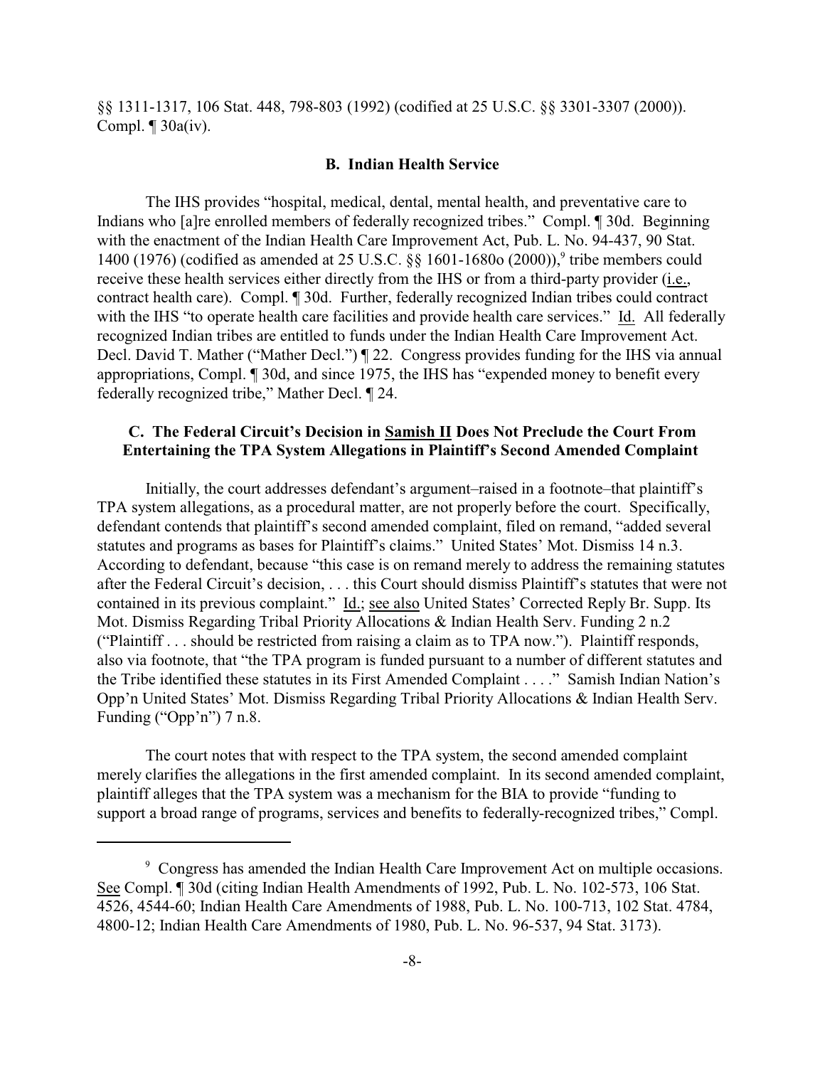§§ 1311-1317, 106 Stat. 448, 798-803 (1992) (codified at 25 U.S.C. §§ 3301-3307 (2000)). Compl. ¶ 30a(iv).

### B. Indian Health Service

The IHS provides "hospital, medical, dental, mental health, and preventative care to Indians who [a]re enrolled members of federally recognized tribes." Compl. ¶ 30d. Beginning with the enactment of the Indian Health Care Improvement Act, Pub. L. No. 94-437, 90 Stat. 1400 (1976) (codified as amended at 25 U.S.C. §§ 1601-1680o (2000)),[9] tribe members could receive these health services either directly from the IHS or from a third-party provider (i.e., contract health care). Compl. ¶ 30d. Further, federally recognized Indian tribes could contract with the IHS "to operate health care facilities and provide health care services." Id. All federally recognized Indian tribes are entitled to funds under the Indian Health Care Improvement Act. Decl. David T. Mather ("Mather Decl.") ¶ 22. Congress provides funding for the IHS via annual appropriations, Compl. ¶ 30d, and since 1975, the IHS has "expended money to benefit every federally recognized tribe," Mather Decl. ¶ 24.

### C. The Federal Circuit's Decision in Samish II Does Not Preclude the Court From Entertaining the TPA System Allegations in Plaintiff's Second Amended Complaint

Initially, the court addresses defendant's argument–raised in a footnote–that plaintiff's TPA system allegations, as a procedural matter, are not properly before the court. Specifically, defendant contends that plaintiff's second amended complaint, filed on remand, "added several statutes and programs as bases for Plaintiff's claims." United States' Mot. Dismiss 14 n.3. According to defendant, because "this case is on remand merely to address the remaining statutes after the Federal Circuit's decision, . . . this Court should dismiss Plaintiff's statutes that were not contained in its previous complaint." Id.; see also United States' Corrected Reply Br. Supp. Its Mot. Dismiss Regarding Tribal Priority Allocations & Indian Health Serv. Funding 2 n.2 ("Plaintiff . . . should be restricted from raising a claim as to TPA now."). Plaintiff responds, also via footnote, that "the TPA program is funded pursuant to a number of different statutes and the Tribe identified these statutes in its First Amended Complaint . . . ." Samish Indian Nation's Opp'n United States' Mot. Dismiss Regarding Tribal Priority Allocations & Indian Health Serv. Funding ("Opp'n") 7 n.8.

The court notes that with respect to the TPA system, the second amended complaint merely clarifies the allegations in the first amended complaint. In its second amended complaint, plaintiff alleges that the TPA system was a mechanism for the BIA to provide "funding to support a broad range of programs, services and benefits to federally-recognized tribes," Compl.

---

[9] Congress has amended the Indian Health Care Improvement Act on multiple occasions. See Compl. ¶ 30d (citing Indian Health Amendments of 1992, Pub. L. No. 102-573, 106 Stat. 4526, 4544-60; Indian Health Care Amendments of 1988, Pub. L. No. 100-713, 102 Stat. 4784, 4800-12; Indian Health Care Amendments of 1980, Pub. L. No. 96-537, 94 Stat. 3173).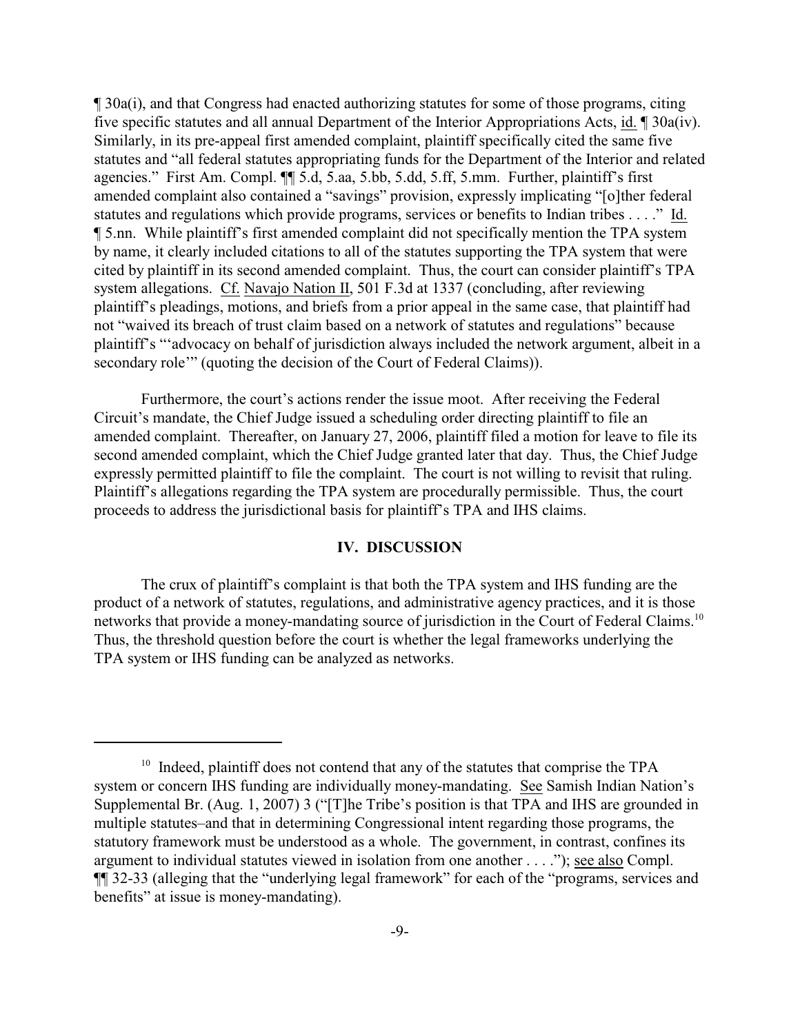¶ 30a(i), and that Congress had enacted authorizing statutes for some of those programs, citing five specific statutes and all annual Department of the Interior Appropriations Acts, id. ¶ 30a(iv). Similarly, in its pre-appeal first amended complaint, plaintiff specifically cited the same five statutes and "all federal statutes appropriating funds for the Department of the Interior and related agencies." First Am. Compl. ¶¶ 5.d, 5.aa, 5.bb, 5.dd, 5.ff, 5.mm. Further, plaintiff's first amended complaint also contained a "savings" provision, expressly implicating "[o]ther federal statutes and regulations which provide programs, services or benefits to Indian tribes . . . ." Id. ¶ 5.nn. While plaintiff's first amended complaint did not specifically mention the TPA system by name, it clearly included citations to all of the statutes supporting the TPA system that were cited by plaintiff in its second amended complaint. Thus, the court can consider plaintiff's TPA system allegations. Cf. Navajo Nation II, 501 F.3d at 1337 (concluding, after reviewing plaintiff's pleadings, motions, and briefs from a prior appeal in the same case, that plaintiff had not "waived its breach of trust claim based on a network of statutes and regulations" because plaintiff's "'advocacy on behalf of jurisdiction always included the network argument, albeit in a secondary role'" (quoting the decision of the Court of Federal Claims)).

Furthermore, the court's actions render the issue moot. After receiving the Federal Circuit's mandate, the Chief Judge issued a scheduling order directing plaintiff to file an amended complaint. Thereafter, on January 27, 2006, plaintiff filed a motion for leave to file its second amended complaint, which the Chief Judge granted later that day. Thus, the Chief Judge expressly permitted plaintiff to file the complaint. The court is not willing to revisit that ruling. Plaintiff's allegations regarding the TPA system are procedurally permissible. Thus, the court proceeds to address the jurisdictional basis for plaintiff's TPA and IHS claims.

## IV. DISCUSSION

The crux of plaintiff's complaint is that both the TPA system and IHS funding are the product of a network of statutes, regulations, and administrative agency practices, and it is those networks that provide a money-mandating source of jurisdiction in the Court of Federal Claims.[10] Thus, the threshold question before the court is whether the legal frameworks underlying the TPA system or IHS funding can be analyzed as networks.

---

[10] Indeed, plaintiff does not contend that any of the statutes that comprise the TPA system or concern IHS funding are individually money-mandating. See Samish Indian Nation's Supplemental Br. (Aug. 1, 2007) 3 ("[T]he Tribe's position is that TPA and IHS are grounded in multiple statutes–and that in determining Congressional intent regarding those programs, the statutory framework must be understood as a whole. The government, in contrast, confines its argument to individual statutes viewed in isolation from one another . . . ."); see also Compl. ¶¶ 32-33 (alleging that the "underlying legal framework" for each of the "programs, services and benefits" at issue is money-mandating).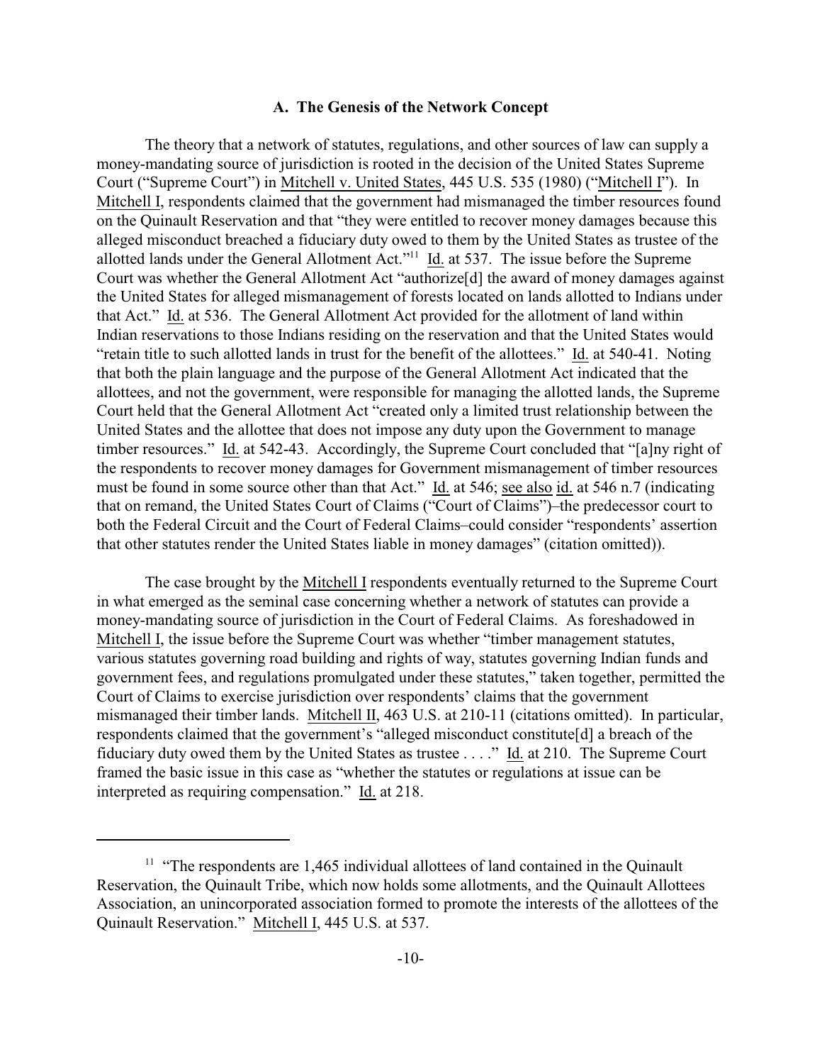### A. The Genesis of the Network Concept

The theory that a network of statutes, regulations, and other sources of law can supply a money-mandating source of jurisdiction is rooted in the decision of the United States Supreme Court ("Supreme Court") in Mitchell v. United States, 445 U.S. 535 (1980) ("Mitchell I"). In Mitchell I, respondents claimed that the government had mismanaged the timber resources found on the Quinault Reservation and that "they were entitled to recover money damages because this alleged misconduct breached a fiduciary duty owed to them by the United States as trustee of the allotted lands under the General Allotment Act."[11] Id. at 537. The issue before the Supreme Court was whether the General Allotment Act "authorize[d] the award of money damages against the United States for alleged mismanagement of forests located on lands allotted to Indians under that Act." Id. at 536. The General Allotment Act provided for the allotment of land within Indian reservations to those Indians residing on the reservation and that the United States would "retain title to such allotted lands in trust for the benefit of the allottees." Id. at 540-41. Noting that both the plain language and the purpose of the General Allotment Act indicated that the allottees, and not the government, were responsible for managing the allotted lands, the Supreme Court held that the General Allotment Act "created only a limited trust relationship between the United States and the allottee that does not impose any duty upon the Government to manage timber resources." Id. at 542-43. Accordingly, the Supreme Court concluded that "[a]ny right of the respondents to recover money damages for Government mismanagement of timber resources must be found in some source other than that Act." Id. at 546; see also id. at 546 n.7 (indicating that on remand, the United States Court of Claims ("Court of Claims")–the predecessor court to both the Federal Circuit and the Court of Federal Claims–could consider "respondents' assertion that other statutes render the United States liable in money damages" (citation omitted)).

The case brought by the Mitchell I respondents eventually returned to the Supreme Court in what emerged as the seminal case concerning whether a network of statutes can provide a money-mandating source of jurisdiction in the Court of Federal Claims. As foreshadowed in Mitchell I, the issue before the Supreme Court was whether "timber management statutes, various statutes governing road building and rights of way, statutes governing Indian funds and government fees, and regulations promulgated under these statutes," taken together, permitted the Court of Claims to exercise jurisdiction over respondents' claims that the government mismanaged their timber lands. Mitchell II, 463 U.S. at 210-11 (citations omitted). In particular, respondents claimed that the government's "alleged misconduct constitute[d] a breach of the fiduciary duty owed them by the United States as trustee . . . ." Id. at 210. The Supreme Court framed the basic issue in this case as "whether the statutes or regulations at issue can be interpreted as requiring compensation." Id. at 218.

---

[11] "The respondents are 1,465 individual allottees of land contained in the Quinault Reservation, the Quinault Tribe, which now holds some allotments, and the Quinault Allottees Association, an unincorporated association formed to promote the interests of the allottees of the Quinault Reservation." Mitchell I, 445 U.S. at 537.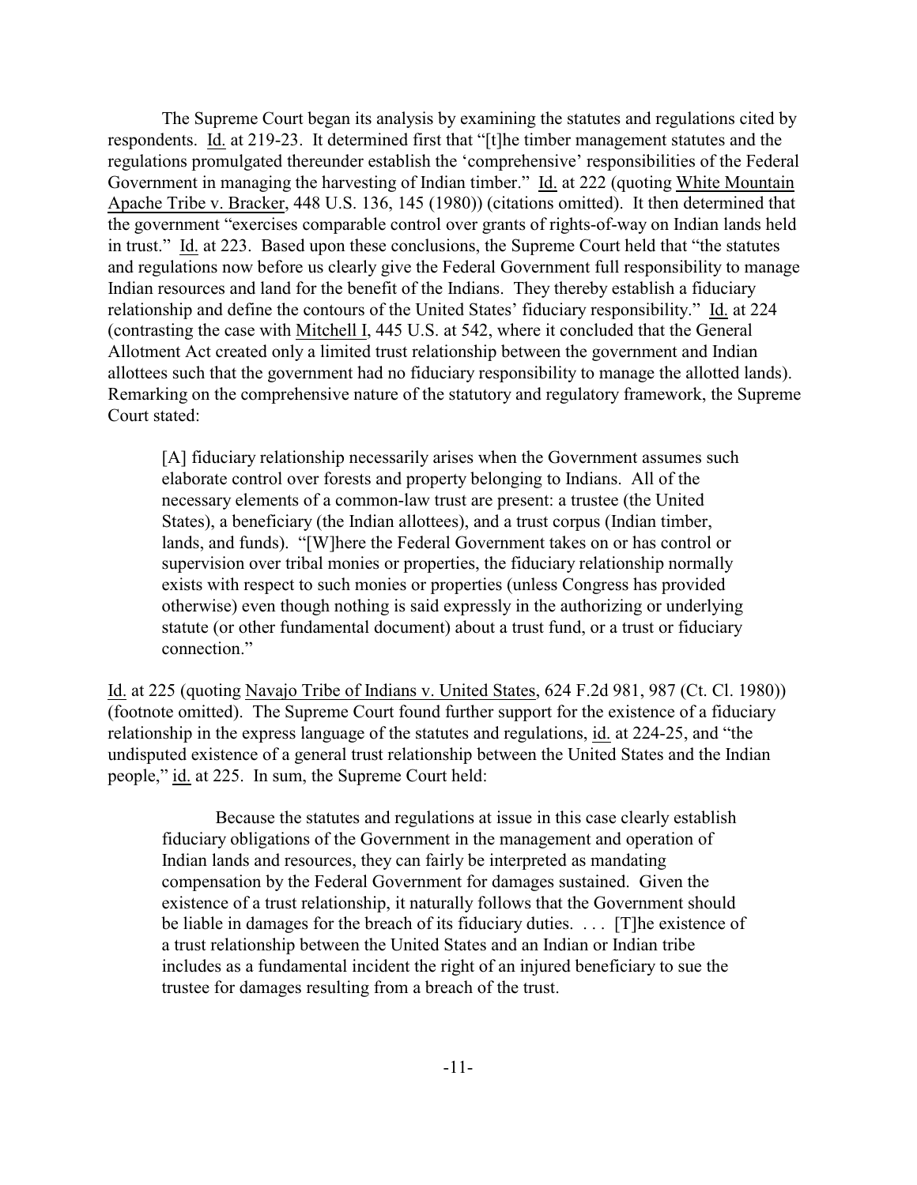The Supreme Court began its analysis by examining the statutes and regulations cited by respondents. Id. at 219-23. It determined first that "[t]he timber management statutes and the regulations promulgated thereunder establish the 'comprehensive' responsibilities of the Federal Government in managing the harvesting of Indian timber." Id. at 222 (quoting White Mountain Apache Tribe v. Bracker, 448 U.S. 136, 145 (1980)) (citations omitted). It then determined that the government "exercises comparable control over grants of rights-of-way on Indian lands held in trust." Id. at 223. Based upon these conclusions, the Supreme Court held that "the statutes and regulations now before us clearly give the Federal Government full responsibility to manage Indian resources and land for the benefit of the Indians. They thereby establish a fiduciary relationship and define the contours of the United States' fiduciary responsibility." Id. at 224 (contrasting the case with Mitchell I, 445 U.S. at 542, where it concluded that the General Allotment Act created only a limited trust relationship between the government and Indian allottees such that the government had no fiduciary responsibility to manage the allotted lands). Remarking on the comprehensive nature of the statutory and regulatory framework, the Supreme Court stated:

> [A] fiduciary relationship necessarily arises when the Government assumes such elaborate control over forests and property belonging to Indians. All of the necessary elements of a common-law trust are present: a trustee (the United States), a beneficiary (the Indian allottees), and a trust corpus (Indian timber, lands, and funds). "[W]here the Federal Government takes on or has control or supervision over tribal monies or properties, the fiduciary relationship normally exists with respect to such monies or properties (unless Congress has provided otherwise) even though nothing is said expressly in the authorizing or underlying statute (or other fundamental document) about a trust fund, or a trust or fiduciary connection."

Id. at 225 (quoting Navajo Tribe of Indians v. United States, 624 F.2d 981, 987 (Ct. Cl. 1980)) (footnote omitted). The Supreme Court found further support for the existence of a fiduciary relationship in the express language of the statutes and regulations, id. at 224-25, and "the undisputed existence of a general trust relationship between the United States and the Indian people," id. at 225. In sum, the Supreme Court held:

> Because the statutes and regulations at issue in this case clearly establish fiduciary obligations of the Government in the management and operation of Indian lands and resources, they can fairly be interpreted as mandating compensation by the Federal Government for damages sustained. Given the existence of a trust relationship, it naturally follows that the Government should be liable in damages for the breach of its fiduciary duties. . . . [T]he existence of a trust relationship between the United States and an Indian or Indian tribe includes as a fundamental incident the right of an injured beneficiary to sue the trustee for damages resulting from a breach of the trust.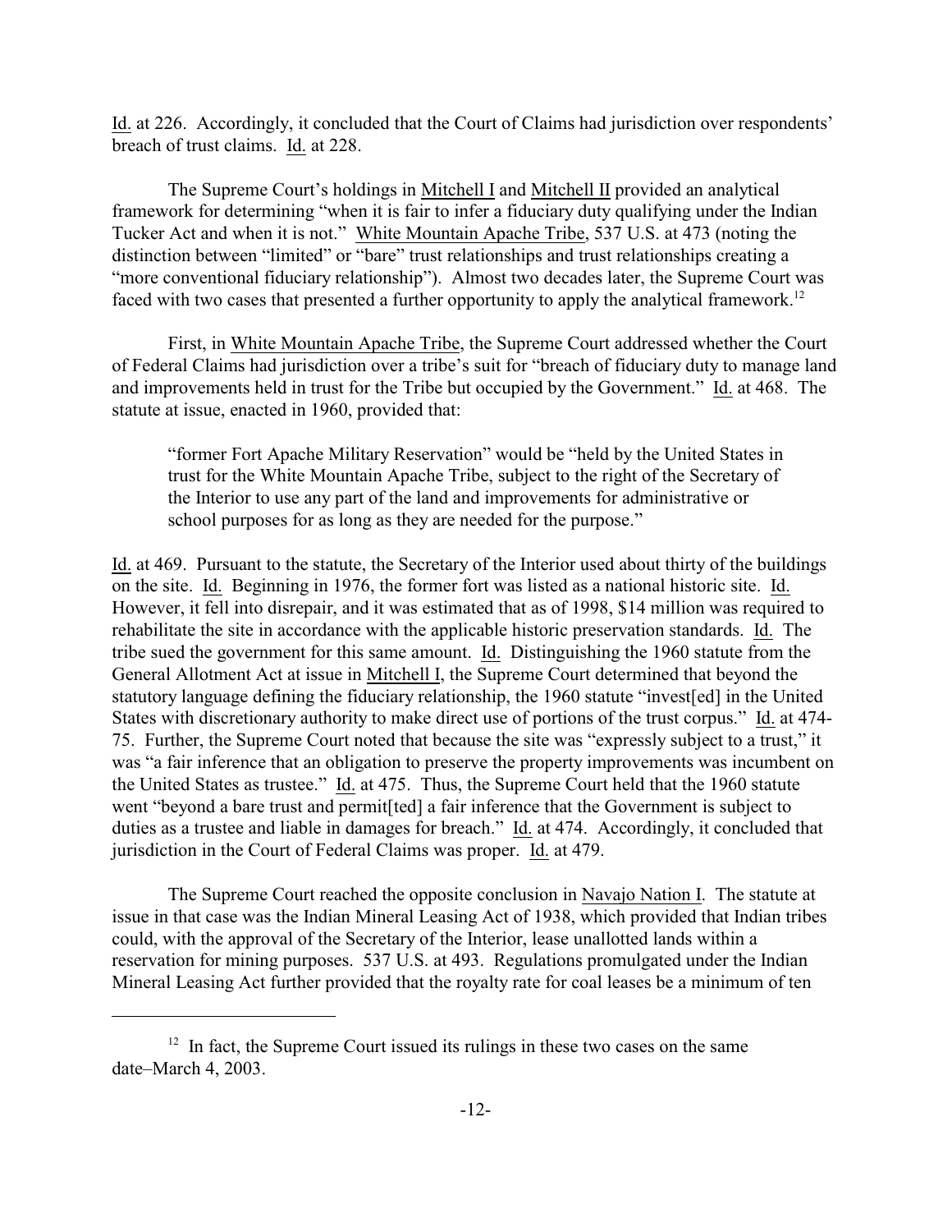Id. at 226. Accordingly, it concluded that the Court of Claims had jurisdiction over respondents' breach of trust claims. Id. at 228.

The Supreme Court's holdings in Mitchell I and Mitchell II provided an analytical framework for determining "when it is fair to infer a fiduciary duty qualifying under the Indian Tucker Act and when it is not." White Mountain Apache Tribe, 537 U.S. at 473 (noting the distinction between "limited" or "bare" trust relationships and trust relationships creating a "more conventional fiduciary relationship"). Almost two decades later, the Supreme Court was faced with two cases that presented a further opportunity to apply the analytical framework.[12]

First, in White Mountain Apache Tribe, the Supreme Court addressed whether the Court of Federal Claims had jurisdiction over a tribe's suit for "breach of fiduciary duty to manage land and improvements held in trust for the Tribe but occupied by the Government." Id. at 468. The statute at issue, enacted in 1960, provided that:

> "former Fort Apache Military Reservation" would be "held by the United States in trust for the White Mountain Apache Tribe, subject to the right of the Secretary of the Interior to use any part of the land and improvements for administrative or school purposes for as long as they are needed for the purpose."

Id. at 469. Pursuant to the statute, the Secretary of the Interior used about thirty of the buildings on the site. Id. Beginning in 1976, the former fort was listed as a national historic site. Id. However, it fell into disrepair, and it was estimated that as of 1998, $14 million was required to rehabilitate the site in accordance with the applicable historic preservation standards. Id. The tribe sued the government for this same amount. Id. Distinguishing the 1960 statute from the General Allotment Act at issue in Mitchell I, the Supreme Court determined that beyond the statutory language defining the fiduciary relationship, the 1960 statute "invest[ed] in the United States with discretionary authority to make direct use of portions of the trust corpus." Id. at 474-75. Further, the Supreme Court noted that because the site was "expressly subject to a trust," it was "a fair inference that an obligation to preserve the property improvements was incumbent on the United States as trustee." Id. at 475. Thus, the Supreme Court held that the 1960 statute went "beyond a bare trust and permit[ted] a fair inference that the Government is subject to duties as a trustee and liable in damages for breach." Id. at 474. Accordingly, it concluded that jurisdiction in the Court of Federal Claims was proper. Id. at 479.

The Supreme Court reached the opposite conclusion in Navajo Nation I. The statute at issue in that case was the Indian Mineral Leasing Act of 1938, which provided that Indian tribes could, with the approval of the Secretary of the Interior, lease unallotted lands within a reservation for mining purposes. 537 U.S. at 493. Regulations promulgated under the Indian Mineral Leasing Act further provided that the royalty rate for coal leases be a minimum of ten

[12] In fact, the Supreme Court issued its rulings in these two cases on the same date–March 4, 2003.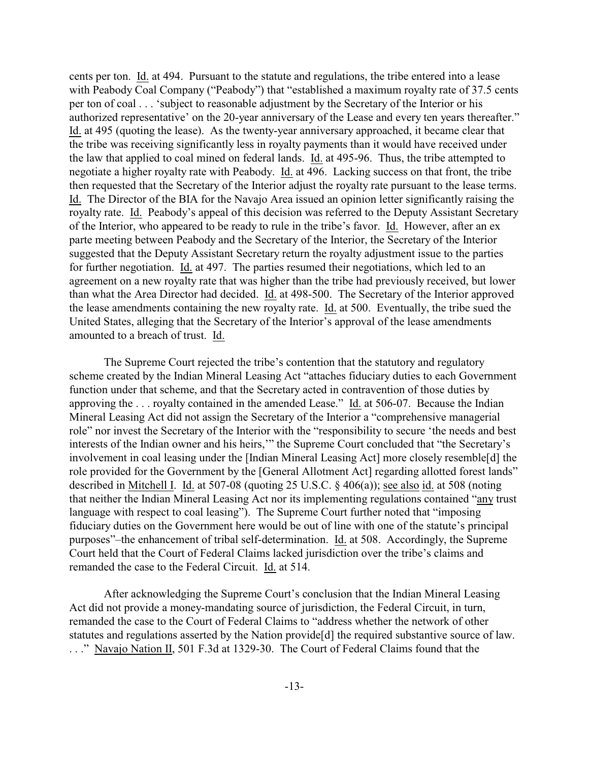cents per ton. Id. at 494. Pursuant to the statute and regulations, the tribe entered into a lease with Peabody Coal Company ("Peabody") that "established a maximum royalty rate of 37.5 cents per ton of coal . . . 'subject to reasonable adjustment by the Secretary of the Interior or his authorized representative' on the 20-year anniversary of the Lease and every ten years thereafter." Id. at 495 (quoting the lease). As the twenty-year anniversary approached, it became clear that the tribe was receiving significantly less in royalty payments than it would have received under the law that applied to coal mined on federal lands. Id. at 495-96. Thus, the tribe attempted to negotiate a higher royalty rate with Peabody. Id. at 496. Lacking success on that front, the tribe then requested that the Secretary of the Interior adjust the royalty rate pursuant to the lease terms. Id. The Director of the BIA for the Navajo Area issued an opinion letter significantly raising the royalty rate. Id. Peabody's appeal of this decision was referred to the Deputy Assistant Secretary of the Interior, who appeared to be ready to rule in the tribe's favor. Id. However, after an ex parte meeting between Peabody and the Secretary of the Interior, the Secretary of the Interior suggested that the Deputy Assistant Secretary return the royalty adjustment issue to the parties for further negotiation. Id. at 497. The parties resumed their negotiations, which led to an agreement on a new royalty rate that was higher than the tribe had previously received, but lower than what the Area Director had decided. Id. at 498-500. The Secretary of the Interior approved the lease amendments containing the new royalty rate. Id. at 500. Eventually, the tribe sued the United States, alleging that the Secretary of the Interior's approval of the lease amendments amounted to a breach of trust. Id.

The Supreme Court rejected the tribe's contention that the statutory and regulatory scheme created by the Indian Mineral Leasing Act "attaches fiduciary duties to each Government function under that scheme, and that the Secretary acted in contravention of those duties by approving the . . . royalty contained in the amended Lease." Id. at 506-07. Because the Indian Mineral Leasing Act did not assign the Secretary of the Interior a "comprehensive managerial role" nor invest the Secretary of the Interior with the "responsibility to secure 'the needs and best interests of the Indian owner and his heirs,'" the Supreme Court concluded that "the Secretary's involvement in coal leasing under the [Indian Mineral Leasing Act] more closely resemble[d] the role provided for the Government by the [General Allotment Act] regarding allotted forest lands" described in Mitchell I. Id. at 507-08 (quoting 25 U.S.C. § 406(a)); see also id. at 508 (noting that neither the Indian Mineral Leasing Act nor its implementing regulations contained "any trust language with respect to coal leasing"). The Supreme Court further noted that "imposing fiduciary duties on the Government here would be out of line with one of the statute's principal purposes"–the enhancement of tribal self-determination. Id. at 508. Accordingly, the Supreme Court held that the Court of Federal Claims lacked jurisdiction over the tribe's claims and remanded the case to the Federal Circuit. Id. at 514.

After acknowledging the Supreme Court's conclusion that the Indian Mineral Leasing Act did not provide a money-mandating source of jurisdiction, the Federal Circuit, in turn, remanded the case to the Court of Federal Claims to "address whether the network of other statutes and regulations asserted by the Nation provide[d] the required substantive source of law. . . ." Navajo Nation II, 501 F.3d at 1329-30. The Court of Federal Claims found that the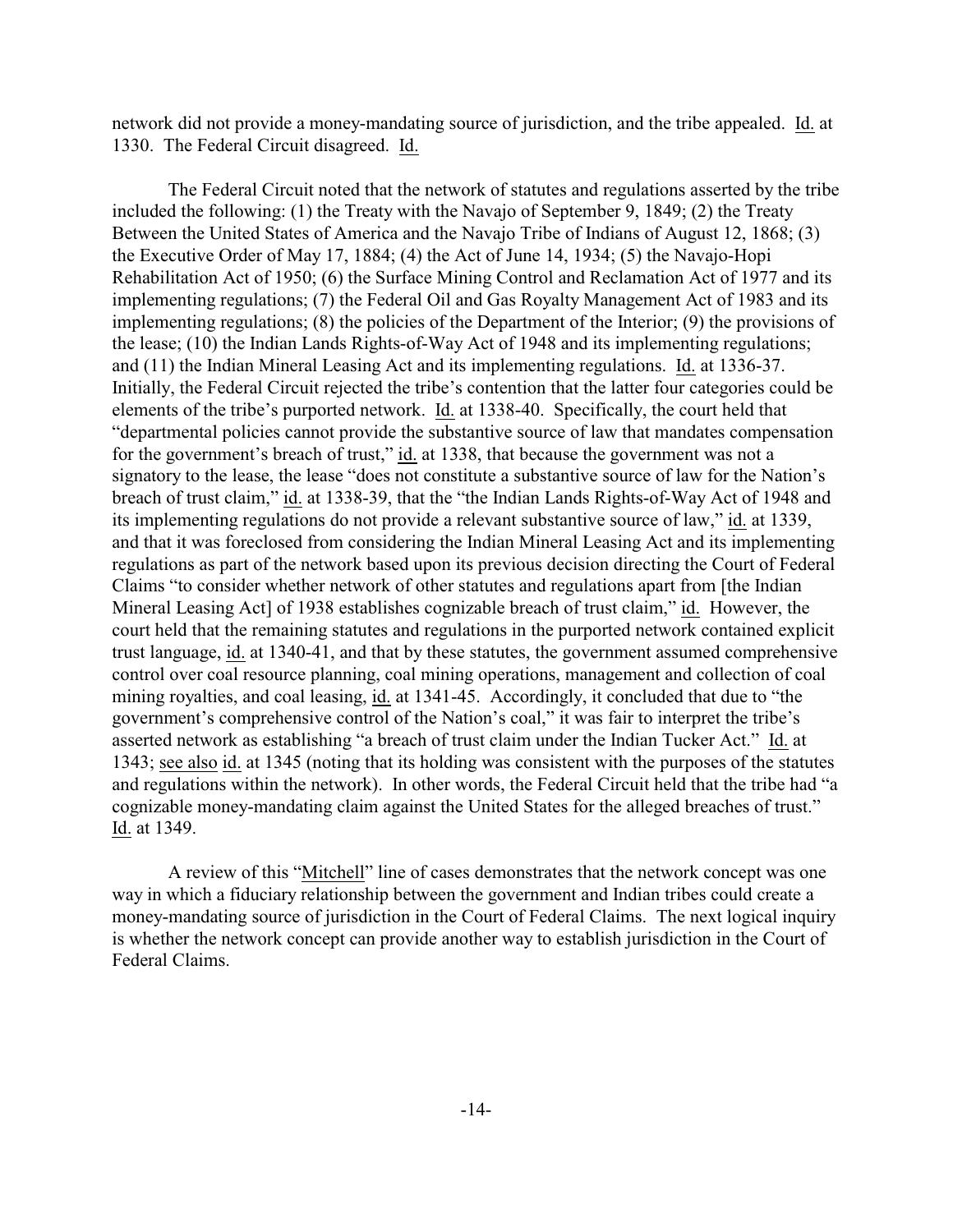network did not provide a money-mandating source of jurisdiction, and the tribe appealed. Id. at 1330. The Federal Circuit disagreed. Id.

The Federal Circuit noted that the network of statutes and regulations asserted by the tribe included the following: (1) the Treaty with the Navajo of September 9, 1849; (2) the Treaty Between the United States of America and the Navajo Tribe of Indians of August 12, 1868; (3) the Executive Order of May 17, 1884; (4) the Act of June 14, 1934; (5) the Navajo-Hopi Rehabilitation Act of 1950; (6) the Surface Mining Control and Reclamation Act of 1977 and its implementing regulations; (7) the Federal Oil and Gas Royalty Management Act of 1983 and its implementing regulations; (8) the policies of the Department of the Interior; (9) the provisions of the lease; (10) the Indian Lands Rights-of-Way Act of 1948 and its implementing regulations; and (11) the Indian Mineral Leasing Act and its implementing regulations. Id. at 1336-37. Initially, the Federal Circuit rejected the tribe's contention that the latter four categories could be elements of the tribe's purported network. Id. at 1338-40. Specifically, the court held that "departmental policies cannot provide the substantive source of law that mandates compensation for the government's breach of trust," id. at 1338, that because the government was not a signatory to the lease, the lease "does not constitute a substantive source of law for the Nation's breach of trust claim," id. at 1338-39, that the "the Indian Lands Rights-of-Way Act of 1948 and its implementing regulations do not provide a relevant substantive source of law," id. at 1339, and that it was foreclosed from considering the Indian Mineral Leasing Act and its implementing regulations as part of the network based upon its previous decision directing the Court of Federal Claims "to consider whether network of other statutes and regulations apart from [the Indian Mineral Leasing Act] of 1938 establishes cognizable breach of trust claim," id. However, the court held that the remaining statutes and regulations in the purported network contained explicit trust language, id. at 1340-41, and that by these statutes, the government assumed comprehensive control over coal resource planning, coal mining operations, management and collection of coal mining royalties, and coal leasing, id. at 1341-45. Accordingly, it concluded that due to "the government's comprehensive control of the Nation's coal," it was fair to interpret the tribe's asserted network as establishing "a breach of trust claim under the Indian Tucker Act." Id. at 1343; see also id. at 1345 (noting that its holding was consistent with the purposes of the statutes and regulations within the network). In other words, the Federal Circuit held that the tribe had "a cognizable money-mandating claim against the United States for the alleged breaches of trust." Id. at 1349.

A review of this "Mitchell" line of cases demonstrates that the network concept was one way in which a fiduciary relationship between the government and Indian tribes could create a money-mandating source of jurisdiction in the Court of Federal Claims. The next logical inquiry is whether the network concept can provide another way to establish jurisdiction in the Court of Federal Claims.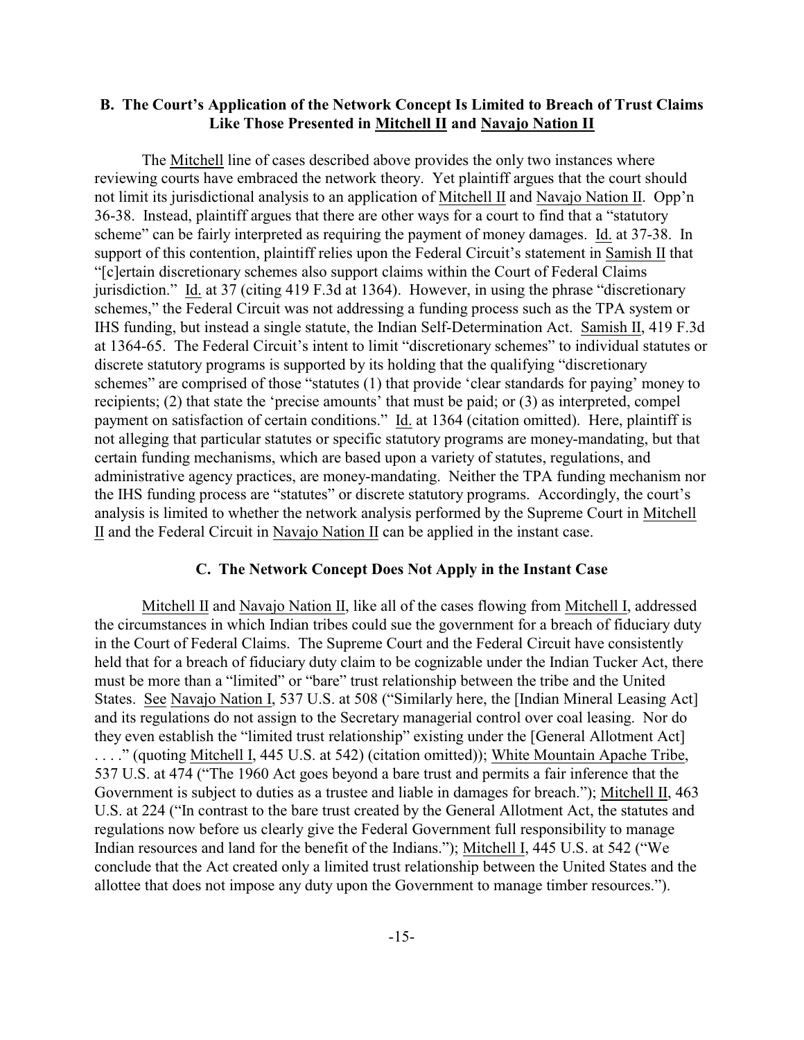### B. The Court's Application of the Network Concept Is Limited to Breach of Trust Claims Like Those Presented in Mitchell II and Navajo Nation II

The Mitchell line of cases described above provides the only two instances where reviewing courts have embraced the network theory. Yet plaintiff argues that the court should not limit its jurisdictional analysis to an application of Mitchell II and Navajo Nation II. Opp'n 36-38. Instead, plaintiff argues that there are other ways for a court to find that a "statutory scheme" can be fairly interpreted as requiring the payment of money damages. Id. at 37-38. In support of this contention, plaintiff relies upon the Federal Circuit's statement in Samish II that "[c]ertain discretionary schemes also support claims within the Court of Federal Claims jurisdiction." Id. at 37 (citing 419 F.3d at 1364). However, in using the phrase "discretionary schemes," the Federal Circuit was not addressing a funding process such as the TPA system or IHS funding, but instead a single statute, the Indian Self-Determination Act. Samish II, 419 F.3d at 1364-65. The Federal Circuit's intent to limit "discretionary schemes" to individual statutes or discrete statutory programs is supported by its holding that the qualifying "discretionary schemes" are comprised of those "statutes (1) that provide 'clear standards for paying' money to recipients; (2) that state the 'precise amounts' that must be paid; or (3) as interpreted, compel payment on satisfaction of certain conditions." Id. at 1364 (citation omitted). Here, plaintiff is not alleging that particular statutes or specific statutory programs are money-mandating, but that certain funding mechanisms, which are based upon a variety of statutes, regulations, and administrative agency practices, are money-mandating. Neither the TPA funding mechanism nor the IHS funding process are "statutes" or discrete statutory programs. Accordingly, the court's analysis is limited to whether the network analysis performed by the Supreme Court in Mitchell II and the Federal Circuit in Navajo Nation II can be applied in the instant case.

### C. The Network Concept Does Not Apply in the Instant Case

Mitchell II and Navajo Nation II, like all of the cases flowing from Mitchell I, addressed the circumstances in which Indian tribes could sue the government for a breach of fiduciary duty in the Court of Federal Claims. The Supreme Court and the Federal Circuit have consistently held that for a breach of fiduciary duty claim to be cognizable under the Indian Tucker Act, there must be more than a "limited" or "bare" trust relationship between the tribe and the United States. See Navajo Nation I, 537 U.S. at 508 ("Similarly here, the [Indian Mineral Leasing Act] and its regulations do not assign to the Secretary managerial control over coal leasing. Nor do they even establish the "limited trust relationship" existing under the [General Allotment Act] . . . ." (quoting Mitchell I, 445 U.S. at 542) (citation omitted)); White Mountain Apache Tribe, 537 U.S. at 474 ("The 1960 Act goes beyond a bare trust and permits a fair inference that the Government is subject to duties as a trustee and liable in damages for breach."); Mitchell II, 463 U.S. at 224 ("In contrast to the bare trust created by the General Allotment Act, the statutes and regulations now before us clearly give the Federal Government full responsibility to manage Indian resources and land for the benefit of the Indians."); Mitchell I, 445 U.S. at 542 ("We conclude that the Act created only a limited trust relationship between the United States and the allottee that does not impose any duty upon the Government to manage timber resources.").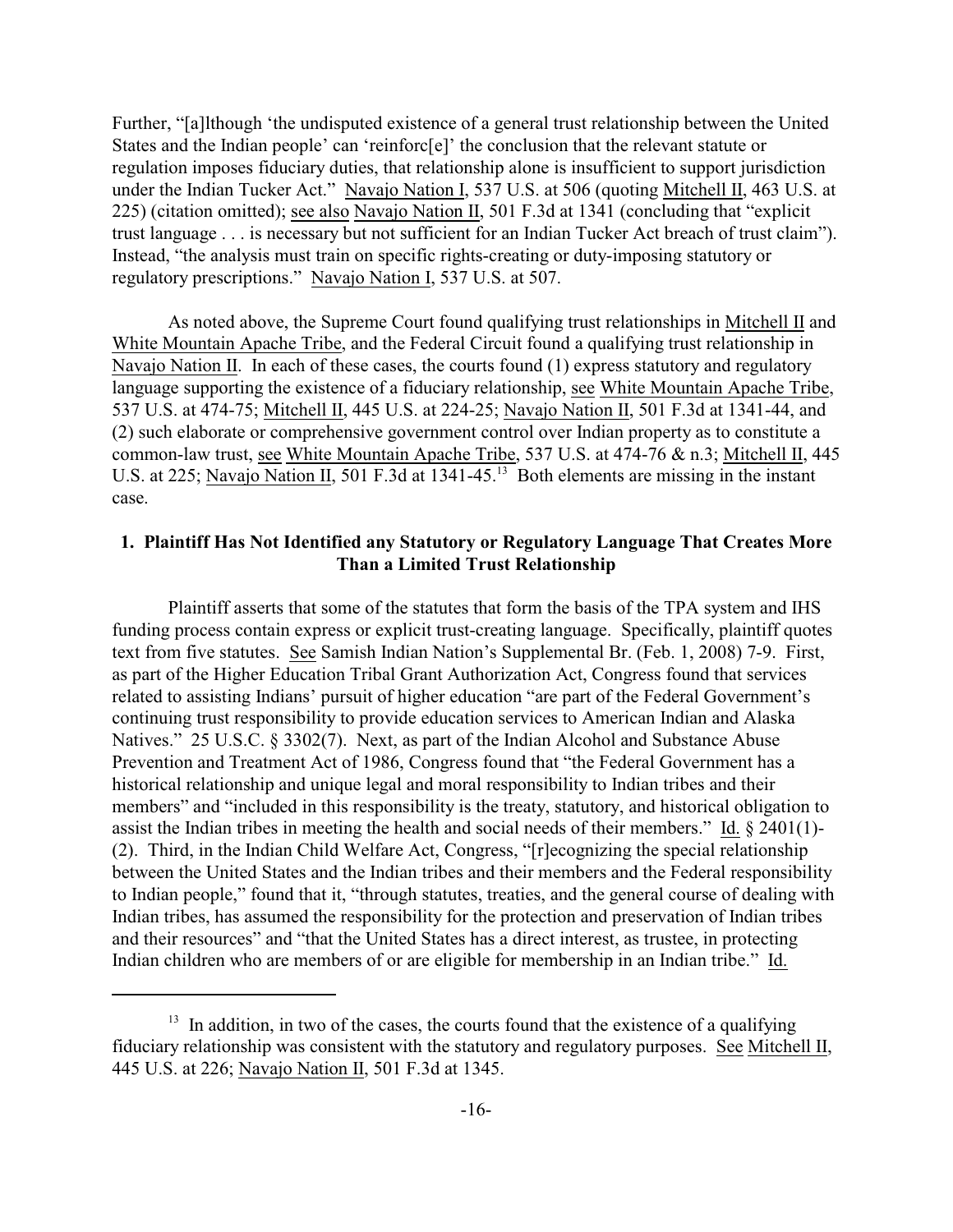Further, "[a]lthough 'the undisputed existence of a general trust relationship between the United States and the Indian people' can 'reinforc[e]' the conclusion that the relevant statute or regulation imposes fiduciary duties, that relationship alone is insufficient to support jurisdiction under the Indian Tucker Act." Navajo Nation I, 537 U.S. at 506 (quoting Mitchell II, 463 U.S. at 225) (citation omitted); see also Navajo Nation II, 501 F.3d at 1341 (concluding that "explicit trust language . . . is necessary but not sufficient for an Indian Tucker Act breach of trust claim"). Instead, "the analysis must train on specific rights-creating or duty-imposing statutory or regulatory prescriptions." Navajo Nation I, 537 U.S. at 507.

As noted above, the Supreme Court found qualifying trust relationships in Mitchell II and White Mountain Apache Tribe, and the Federal Circuit found a qualifying trust relationship in Navajo Nation II. In each of these cases, the courts found (1) express statutory and regulatory language supporting the existence of a fiduciary relationship, see White Mountain Apache Tribe, 537 U.S. at 474-75; Mitchell II, 445 U.S. at 224-25; Navajo Nation II, 501 F.3d at 1341-44, and (2) such elaborate or comprehensive government control over Indian property as to constitute a common-law trust, see White Mountain Apache Tribe, 537 U.S. at 474-76 & n.3; Mitchell II, 445 U.S. at 225; Navajo Nation II, 501 F.3d at 1341-45.[13] Both elements are missing in the instant case.

### 1. Plaintiff Has Not Identified any Statutory or Regulatory Language That Creates More Than a Limited Trust Relationship

Plaintiff asserts that some of the statutes that form the basis of the TPA system and IHS funding process contain express or explicit trust-creating language. Specifically, plaintiff quotes text from five statutes. See Samish Indian Nation's Supplemental Br. (Feb. 1, 2008) 7-9. First, as part of the Higher Education Tribal Grant Authorization Act, Congress found that services related to assisting Indians' pursuit of higher education "are part of the Federal Government's continuing trust responsibility to provide education services to American Indian and Alaska Natives." 25 U.S.C. § 3302(7). Next, as part of the Indian Alcohol and Substance Abuse Prevention and Treatment Act of 1986, Congress found that "the Federal Government has a historical relationship and unique legal and moral responsibility to Indian tribes and their members" and "included in this responsibility is the treaty, statutory, and historical obligation to assist the Indian tribes in meeting the health and social needs of their members." Id. § 2401(1)-(2). Third, in the Indian Child Welfare Act, Congress, "[r]ecognizing the special relationship between the United States and the Indian tribes and their members and the Federal responsibility to Indian people," found that it, "through statutes, treaties, and the general course of dealing with Indian tribes, has assumed the responsibility for the protection and preservation of Indian tribes and their resources" and "that the United States has a direct interest, as trustee, in protecting Indian children who are members of or are eligible for membership in an Indian tribe." Id.

---

[13] In addition, in two of the cases, the courts found that the existence of a qualifying fiduciary relationship was consistent with the statutory and regulatory purposes. See Mitchell II, 445 U.S. at 226; Navajo Nation II, 501 F.3d at 1345.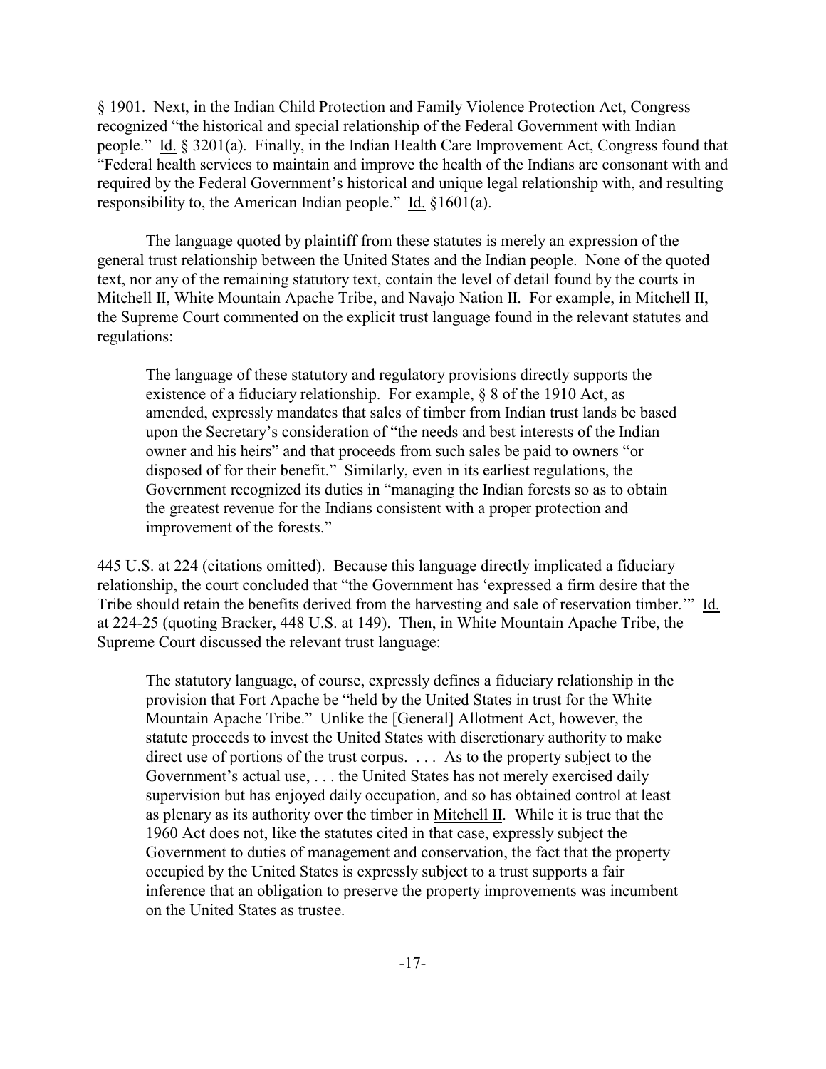§ 1901. Next, in the Indian Child Protection and Family Violence Protection Act, Congress recognized "the historical and special relationship of the Federal Government with Indian people." Id. § 3201(a). Finally, in the Indian Health Care Improvement Act, Congress found that "Federal health services to maintain and improve the health of the Indians are consonant with and required by the Federal Government's historical and unique legal relationship with, and resulting responsibility to, the American Indian people." Id. §1601(a).

The language quoted by plaintiff from these statutes is merely an expression of the general trust relationship between the United States and the Indian people. None of the quoted text, nor any of the remaining statutory text, contain the level of detail found by the courts in Mitchell II, White Mountain Apache Tribe, and Navajo Nation II. For example, in Mitchell II, the Supreme Court commented on the explicit trust language found in the relevant statutes and regulations:

> The language of these statutory and regulatory provisions directly supports the existence of a fiduciary relationship. For example, § 8 of the 1910 Act, as amended, expressly mandates that sales of timber from Indian trust lands be based upon the Secretary's consideration of "the needs and best interests of the Indian owner and his heirs" and that proceeds from such sales be paid to owners "or disposed of for their benefit." Similarly, even in its earliest regulations, the Government recognized its duties in "managing the Indian forests so as to obtain the greatest revenue for the Indians consistent with a proper protection and improvement of the forests."

445 U.S. at 224 (citations omitted). Because this language directly implicated a fiduciary relationship, the court concluded that "the Government has 'expressed a firm desire that the Tribe should retain the benefits derived from the harvesting and sale of reservation timber.'" Id. at 224-25 (quoting Bracker, 448 U.S. at 149). Then, in White Mountain Apache Tribe, the Supreme Court discussed the relevant trust language:

> The statutory language, of course, expressly defines a fiduciary relationship in the provision that Fort Apache be "held by the United States in trust for the White Mountain Apache Tribe." Unlike the [General] Allotment Act, however, the statute proceeds to invest the United States with discretionary authority to make direct use of portions of the trust corpus. . . . As to the property subject to the Government's actual use, . . . the United States has not merely exercised daily supervision but has enjoyed daily occupation, and so has obtained control at least as plenary as its authority over the timber in Mitchell II. While it is true that the 1960 Act does not, like the statutes cited in that case, expressly subject the Government to duties of management and conservation, the fact that the property occupied by the United States is expressly subject to a trust supports a fair inference that an obligation to preserve the property improvements was incumbent on the United States as trustee.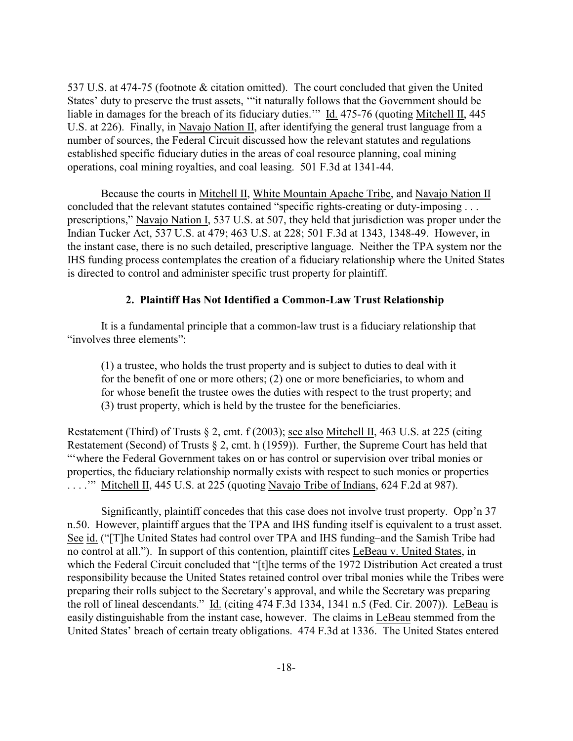537 U.S. at 474-75 (footnote & citation omitted). The court concluded that given the United States' duty to preserve the trust assets, '"it naturally follows that the Government should be liable in damages for the breach of its fiduciary duties.'" Id. 475-76 (quoting Mitchell II, 445 U.S. at 226). Finally, in Navajo Nation II, after identifying the general trust language from a number of sources, the Federal Circuit discussed how the relevant statutes and regulations established specific fiduciary duties in the areas of coal resource planning, coal mining operations, coal mining royalties, and coal leasing. 501 F.3d at 1341-44.

Because the courts in Mitchell II, White Mountain Apache Tribe, and Navajo Nation II concluded that the relevant statutes contained "specific rights-creating or duty-imposing . . . prescriptions," Navajo Nation I, 537 U.S. at 507, they held that jurisdiction was proper under the Indian Tucker Act, 537 U.S. at 479; 463 U.S. at 228; 501 F.3d at 1343, 1348-49. However, in the instant case, there is no such detailed, prescriptive language. Neither the TPA system nor the IHS funding process contemplates the creation of a fiduciary relationship where the United States is directed to control and administer specific trust property for plaintiff.

### 2. Plaintiff Has Not Identified a Common-Law Trust Relationship

It is a fundamental principle that a common-law trust is a fiduciary relationship that "involves three elements":

> (1) a trustee, who holds the trust property and is subject to duties to deal with it for the benefit of one or more others; (2) one or more beneficiaries, to whom and for whose benefit the trustee owes the duties with respect to the trust property; and (3) trust property, which is held by the trustee for the beneficiaries.

Restatement (Third) of Trusts § 2, cmt. f (2003); see also Mitchell II, 463 U.S. at 225 (citing Restatement (Second) of Trusts § 2, cmt. h (1959)). Further, the Supreme Court has held that "'where the Federal Government takes on or has control or supervision over tribal monies or properties, the fiduciary relationship normally exists with respect to such monies or properties . . . .'" Mitchell II, 445 U.S. at 225 (quoting Navajo Tribe of Indians, 624 F.2d at 987).

Significantly, plaintiff concedes that this case does not involve trust property. Opp'n 37 n.50. However, plaintiff argues that the TPA and IHS funding itself is equivalent to a trust asset. See id. ("[T]he United States had control over TPA and IHS funding–and the Samish Tribe had no control at all."). In support of this contention, plaintiff cites LeBeau v. United States, in which the Federal Circuit concluded that "[t]he terms of the 1972 Distribution Act created a trust responsibility because the United States retained control over tribal monies while the Tribes were preparing their rolls subject to the Secretary's approval, and while the Secretary was preparing the roll of lineal descendants." Id. (citing 474 F.3d 1334, 1341 n.5 (Fed. Cir. 2007)). LeBeau is easily distinguishable from the instant case, however. The claims in LeBeau stemmed from the United States' breach of certain treaty obligations. 474 F.3d at 1336. The United States entered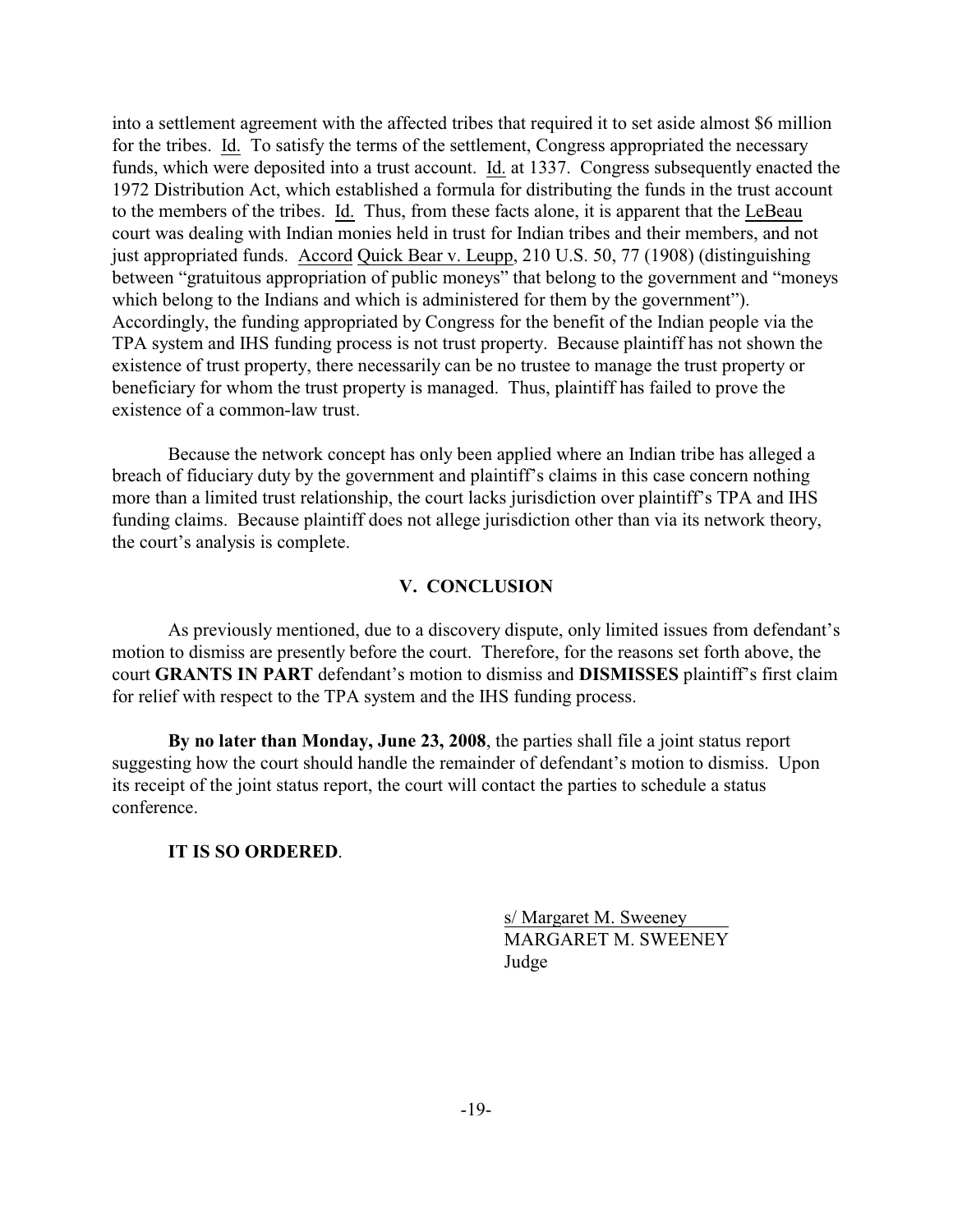into a settlement agreement with the affected tribes that required it to set aside almost $6 million for the tribes. Id. To satisfy the terms of the settlement, Congress appropriated the necessary funds, which were deposited into a trust account. Id. at 1337. Congress subsequently enacted the 1972 Distribution Act, which established a formula for distributing the funds in the trust account to the members of the tribes. Id. Thus, from these facts alone, it is apparent that the LeBeau court was dealing with Indian monies held in trust for Indian tribes and their members, and not just appropriated funds. Accord Quick Bear v. Leupp, 210 U.S. 50, 77 (1908) (distinguishing between "gratuitous appropriation of public moneys" that belong to the government and "moneys which belong to the Indians and which is administered for them by the government"). Accordingly, the funding appropriated by Congress for the benefit of the Indian people via the TPA system and IHS funding process is not trust property. Because plaintiff has not shown the existence of trust property, there necessarily can be no trustee to manage the trust property or beneficiary for whom the trust property is managed. Thus, plaintiff has failed to prove the existence of a common-law trust.

Because the network concept has only been applied where an Indian tribe has alleged a breach of fiduciary duty by the government and plaintiff's claims in this case concern nothing more than a limited trust relationship, the court lacks jurisdiction over plaintiff's TPA and IHS funding claims. Because plaintiff does not allege jurisdiction other than via its network theory, the court's analysis is complete.

## V. CONCLUSION

As previously mentioned, due to a discovery dispute, only limited issues from defendant's motion to dismiss are presently before the court. Therefore, for the reasons set forth above, the court **GRANTS IN PART** defendant's motion to dismiss and **DISMISSES** plaintiff's first claim for relief with respect to the TPA system and the IHS funding process.

**By no later than Monday, June 23, 2008**, the parties shall file a joint status report suggesting how the court should handle the remainder of defendant's motion to dismiss. Upon its receipt of the joint status report, the court will contact the parties to schedule a status conference.

**IT IS SO ORDERED**.

s/ Margaret M. Sweeney
MARGARET M. SWEENEY
Judge